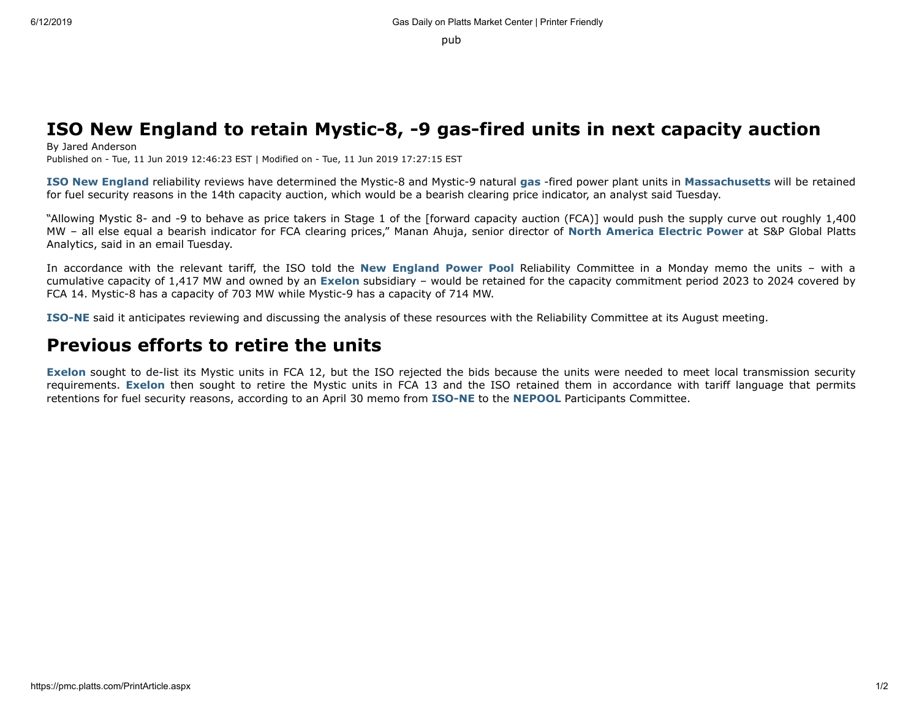# ISO New England to retain Mystic-8, -9 gas-fired units in next capacity auction

By Jared Anderson

Published on - Tue, 11 Jun 2019 12:46:23 EST | Modified on - Tue, 11 Jun 2019 17:27:15 EST

**ISO New England** reliability reviews have determined the Mystic-8 and Mystic-9 natural **gas** -fired power plant units in **Massachusetts** will be retained for fuel security reasons in the 14th capacity auction, which would be a bearish clearing price indicator, an analyst said Tuesday.

"Allowing Mystic 8- and -9 to behave as price takers in Stage 1 of the [forward capacity auction (FCA)] would push the supply curve out roughly 1,400 MW – all else equal a bearish indicator for FCA clearing prices," Manan Ahuja, senior director of **North America Electric Power** at S&P Global Platts Analytics, said in an email Tuesday.

In accordance with the relevant tariff, the ISO told the **New England Power Pool** Reliability Committee in a Monday memo the units – with a cumulative capacity of 1,417 MW and owned by an **Exelon** subsidiary – would be retained for the capacity commitment period 2023 to 2024 covered by FCA 14. Mystic-8 has a capacity of 703 MW while Mystic-9 has a capacity of 714 MW.

**ISO-NE** said it anticipates reviewing and discussing the analysis of these resources with the Reliability Committee at its August meeting.

## Previous efforts to retire the units

**Exelon** sought to de-list its Mystic units in FCA 12, but the ISO rejected the bids because the units were needed to meet local transmission security requirements. **Exelon** then sought to retire the Mystic units in FCA 13 and the ISO retained them in accordance with tariff language that permits retentions for fuel security reasons, according to an April 30 memo from **ISO-NE** to the **NEPOOL** Participants Committee.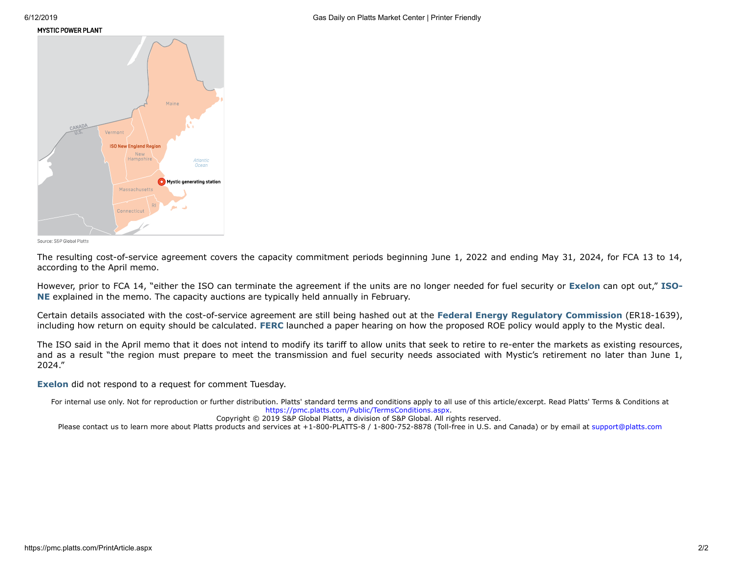MYSTIC POWER PLANT

Maine
CANADA
U.S.
Vermont
ISO New England Region
New Hampshire
Atlantic Ocean
Mystic generating station
Massachusetts
RI
Connecticut

Source: S&P Global Platts

The resulting cost-of-service agreement covers the capacity commitment periods beginning June 1, 2022 and ending May 31, 2024, for FCA 13 to 14, according to the April memo.

However, prior to FCA 14, "either the ISO can terminate the agreement if the units are no longer needed for fuel security or **Exelon** can opt out," **ISO-NE** explained in the memo. The capacity auctions are typically held annually in February.

Certain details associated with the cost-of-service agreement are still being hashed out at the **Federal Energy Regulatory Commission** (ER18-1639), including how return on equity should be calculated. **FERC** launched a paper hearing on how the proposed ROE policy would apply to the Mystic deal.

The ISO said in the April memo that it does not intend to modify its tariff to allow units that seek to retire to re-enter the markets as existing resources, and as a result "the region must prepare to meet the transmission and fuel security needs associated with Mystic's retirement no later than June 1, 2024."

**Exelon** did not respond to a request for comment Tuesday.

For internal use only. Not for reproduction or further distribution. Platts' standard terms and conditions apply to all use of this article/excerpt. Read Platts' Terms & Conditions at https://pmc.platts.com/Public/TermsConditions.aspx.
Copyright © 2019 S&P Global Platts, a division of S&P Global. All rights reserved.
Please contact us to learn more about Platts products and services at +1-800-PLATTS-8 / 1-800-752-8878 (Toll-free in U.S. and Canada) or by email at support@platts.com